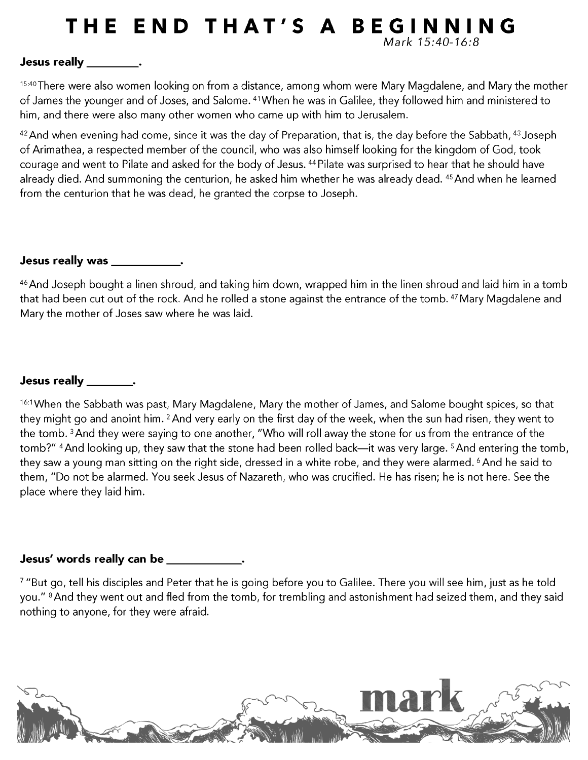# THE END THAT'S A BEGINNING

*Mark 15:40-16:8*

**Jesus really \_\_\_\_\_\_\_\_\_.**

[15:40] There were also women looking on from a distance, among whom were Mary Magdalene, and Mary the mother of James the younger and of Joses, and Salome. [41] When he was in Galilee, they followed him and ministered to him, and there were also many other women who came up with him to Jerusalem.

[42] And when evening had come, since it was the day of Preparation, that is, the day before the Sabbath, [43] Joseph of Arimathea, a respected member of the council, who was also himself looking for the kingdom of God, took courage and went to Pilate and asked for the body of Jesus. [44] Pilate was surprised to hear that he should have already died. And summoning the centurion, he asked him whether he was already dead. [45] And when he learned from the centurion that he was dead, he granted the corpse to Joseph.

**Jesus really was \_\_\_\_\_\_\_\_\_\_\_\_.**

[46] And Joseph bought a linen shroud, and taking him down, wrapped him in the linen shroud and laid him in a tomb that had been cut out of the rock. And he rolled a stone against the entrance of the tomb. [47] Mary Magdalene and Mary the mother of Joses saw where he was laid.

**Jesus really \_\_\_\_\_\_\_\_.**

[16:1] When the Sabbath was past, Mary Magdalene, Mary the mother of James, and Salome bought spices, so that they might go and anoint him. [2] And very early on the first day of the week, when the sun had risen, they went to the tomb. [3] And they were saying to one another, "Who will roll away the stone for us from the entrance of the tomb?" [4] And looking up, they saw that the stone had been rolled back—it was very large. [5] And entering the tomb, they saw a young man sitting on the right side, dressed in a white robe, and they were alarmed. [6] And he said to them, "Do not be alarmed. You seek Jesus of Nazareth, who was crucified. He has risen; he is not here. See the place where they laid him.

**Jesus' words really can be \_\_\_\_\_\_\_\_\_\_\_\_\_.**

[7] "But go, tell his disciples and Peter that he is going before you to Galilee. There you will see him, just as he told you." [8] And they went out and fled from the tomb, for trembling and astonishment had seized them, and they said nothing to anyone, for they were afraid.

mark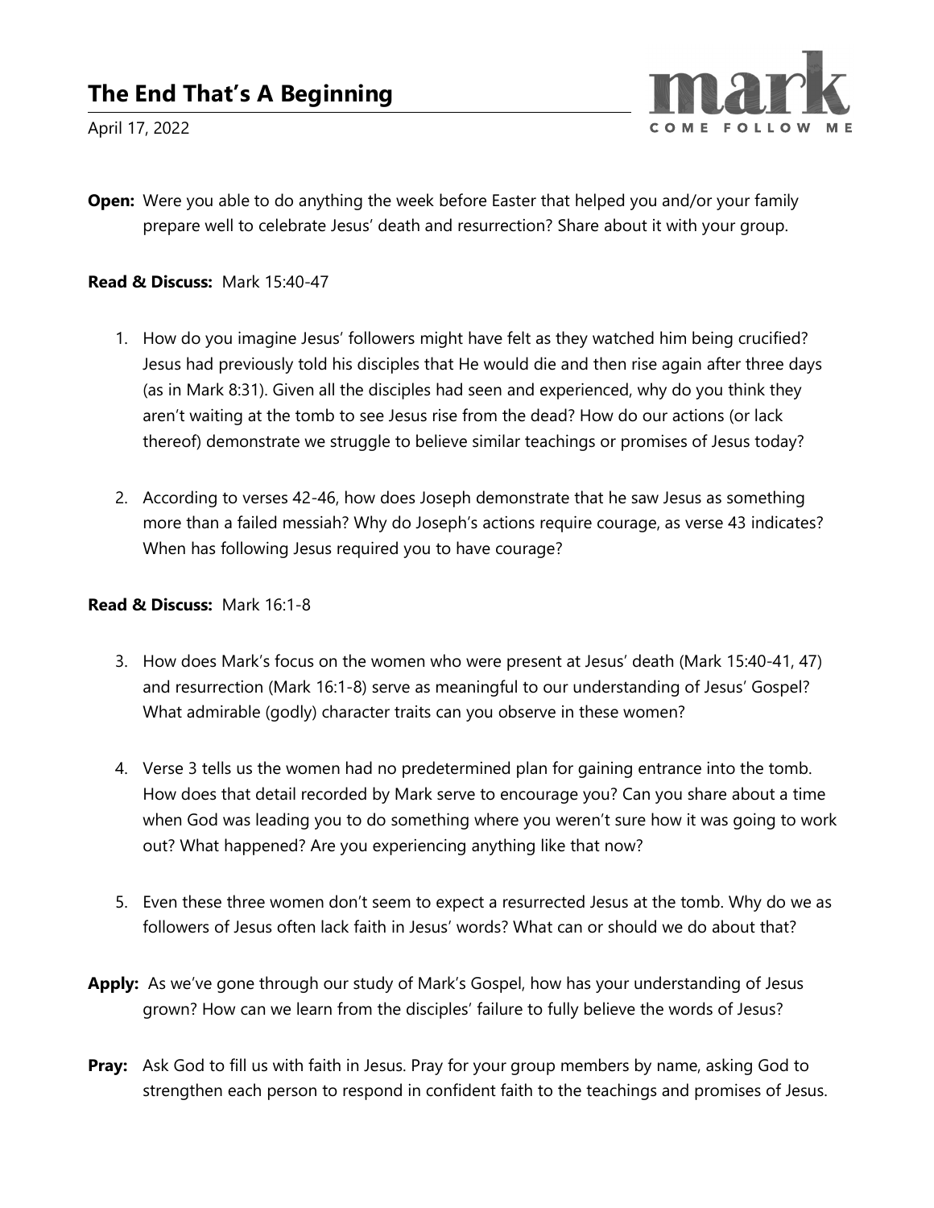# The End That's A Beginning

April 17, 2022

**Open:** Were you able to do anything the week before Easter that helped you and/or your family prepare well to celebrate Jesus' death and resurrection? Share about it with your group.

**Read & Discuss:** Mark 15:40-47

1. How do you imagine Jesus' followers might have felt as they watched him being crucified? Jesus had previously told his disciples that He would die and then rise again after three days (as in Mark 8:31). Given all the disciples had seen and experienced, why do you think they aren't waiting at the tomb to see Jesus rise from the dead? How do our actions (or lack thereof) demonstrate we struggle to believe similar teachings or promises of Jesus today?

2. According to verses 42-46, how does Joseph demonstrate that he saw Jesus as something more than a failed messiah? Why do Joseph's actions require courage, as verse 43 indicates? When has following Jesus required you to have courage?

**Read & Discuss:** Mark 16:1-8

3. How does Mark's focus on the women who were present at Jesus' death (Mark 15:40-41, 47) and resurrection (Mark 16:1-8) serve as meaningful to our understanding of Jesus' Gospel? What admirable (godly) character traits can you observe in these women?

4. Verse 3 tells us the women had no predetermined plan for gaining entrance into the tomb. How does that detail recorded by Mark serve to encourage you? Can you share about a time when God was leading you to do something where you weren't sure how it was going to work out? What happened? Are you experiencing anything like that now?

5. Even these three women don't seem to expect a resurrected Jesus at the tomb. Why do we as followers of Jesus often lack faith in Jesus' words? What can or should we do about that?

**Apply:** As we've gone through our study of Mark's Gospel, how has your understanding of Jesus grown? How can we learn from the disciples' failure to fully believe the words of Jesus?

**Pray:** Ask God to fill us with faith in Jesus. Pray for your group members by name, asking God to strengthen each person to respond in confident faith to the teachings and promises of Jesus.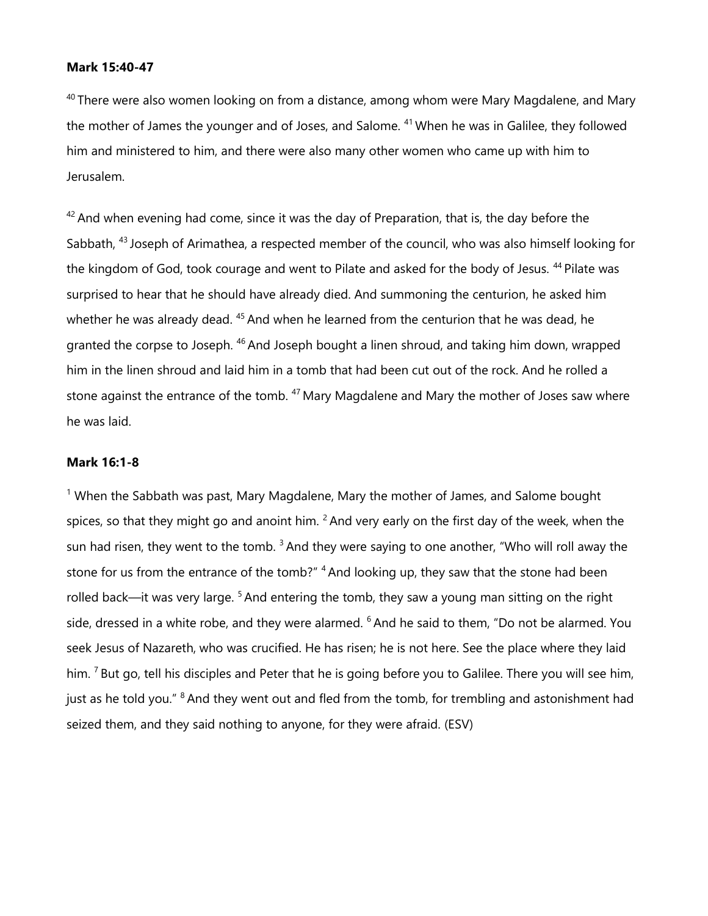**Mark 15:40-47**

[40] There were also women looking on from a distance, among whom were Mary Magdalene, and Mary the mother of James the younger and of Joses, and Salome. [41] When he was in Galilee, they followed him and ministered to him, and there were also many other women who came up with him to Jerusalem.

[42] And when evening had come, since it was the day of Preparation, that is, the day before the Sabbath, [43] Joseph of Arimathea, a respected member of the council, who was also himself looking for the kingdom of God, took courage and went to Pilate and asked for the body of Jesus. [44] Pilate was surprised to hear that he should have already died. And summoning the centurion, he asked him whether he was already dead. [45] And when he learned from the centurion that he was dead, he granted the corpse to Joseph. [46] And Joseph bought a linen shroud, and taking him down, wrapped him in the linen shroud and laid him in a tomb that had been cut out of the rock. And he rolled a stone against the entrance of the tomb. [47] Mary Magdalene and Mary the mother of Joses saw where he was laid.

**Mark 16:1-8**

[1] When the Sabbath was past, Mary Magdalene, Mary the mother of James, and Salome bought spices, so that they might go and anoint him. [2] And very early on the first day of the week, when the sun had risen, they went to the tomb. [3] And they were saying to one another, "Who will roll away the stone for us from the entrance of the tomb?" [4] And looking up, they saw that the stone had been rolled back—it was very large. [5] And entering the tomb, they saw a young man sitting on the right side, dressed in a white robe, and they were alarmed. [6] And he said to them, "Do not be alarmed. You seek Jesus of Nazareth, who was crucified. He has risen; he is not here. See the place where they laid him. [7] But go, tell his disciples and Peter that he is going before you to Galilee. There you will see him, just as he told you." [8] And they went out and fled from the tomb, for trembling and astonishment had seized them, and they said nothing to anyone, for they were afraid. (ESV)